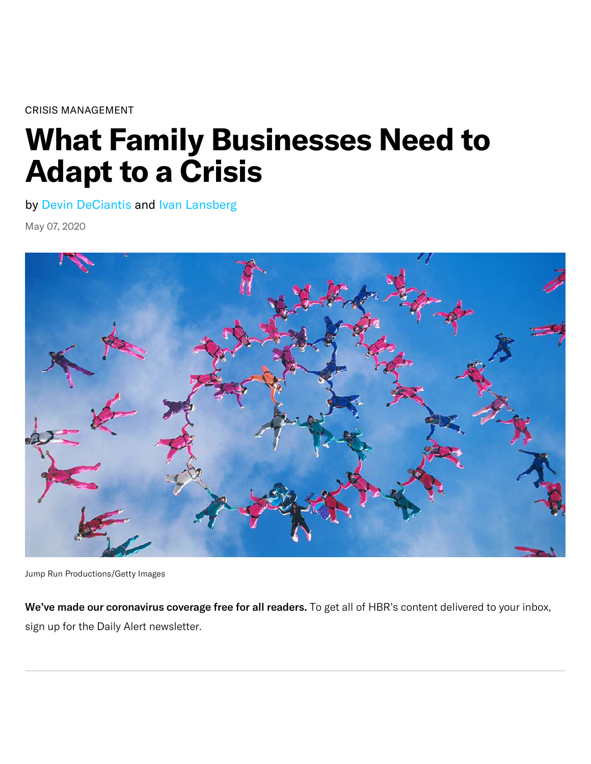CRISIS MANAGEMENT

# What Family Businesses Need to Adapt to a Crisis

by Devin DeCiantis and Ivan Lansberg

May 07, 2020

Jump Run Productions/Getty Images

**We've made our coronavirus coverage free for all readers.** To get all of HBR's content delivered to your inbox, sign up for the Daily Alert newsletter.

---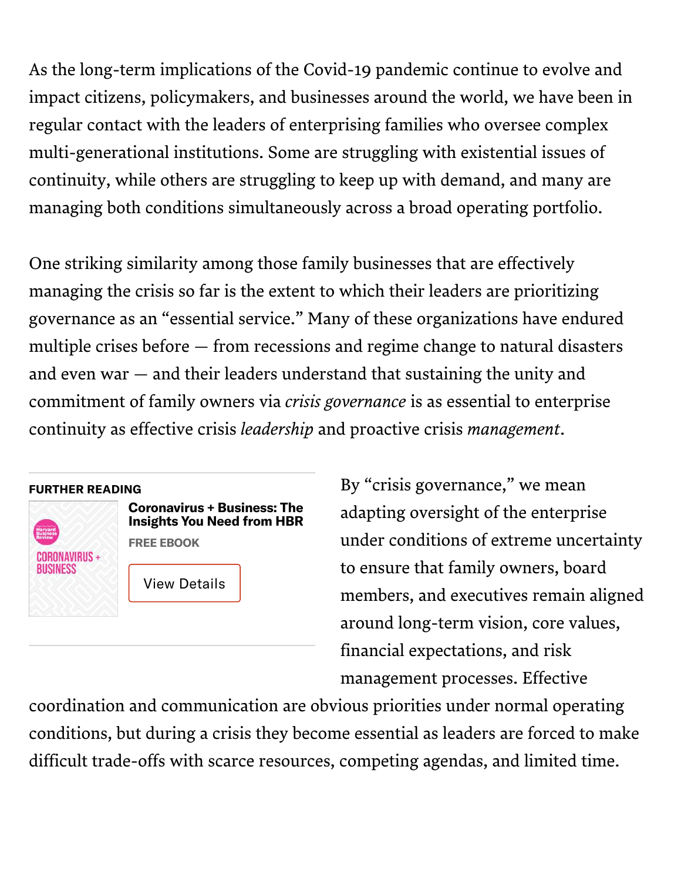As the long-term implications of the Covid-19 pandemic continue to evolve and impact citizens, policymakers, and businesses around the world, we have been in regular contact with the leaders of enterprising families who oversee complex multi-generational institutions. Some are struggling with existential issues of continuity, while others are struggling to keep up with demand, and many are managing both conditions simultaneously across a broad operating portfolio.

One striking similarity among those family businesses that are effectively managing the crisis so far is the extent to which their leaders are prioritizing governance as an "essential service." Many of these organizations have endured multiple crises before — from recessions and regime change to natural disasters and even war — and their leaders understand that sustaining the unity and commitment of family owners via *crisis governance* is as essential to enterprise continuity as effective crisis *leadership* and proactive crisis *management*.

**FURTHER READING**

**Coronavirus + Business: The Insights You Need from HBR**

**FREE EBOOK**

View Details

By "crisis governance," we mean adapting oversight of the enterprise under conditions of extreme uncertainty to ensure that family owners, board members, and executives remain aligned around long-term vision, core values, financial expectations, and risk management processes. Effective coordination and communication are obvious priorities under normal operating conditions, but during a crisis they become essential as leaders are forced to make difficult trade-offs with scarce resources, competing agendas, and limited time.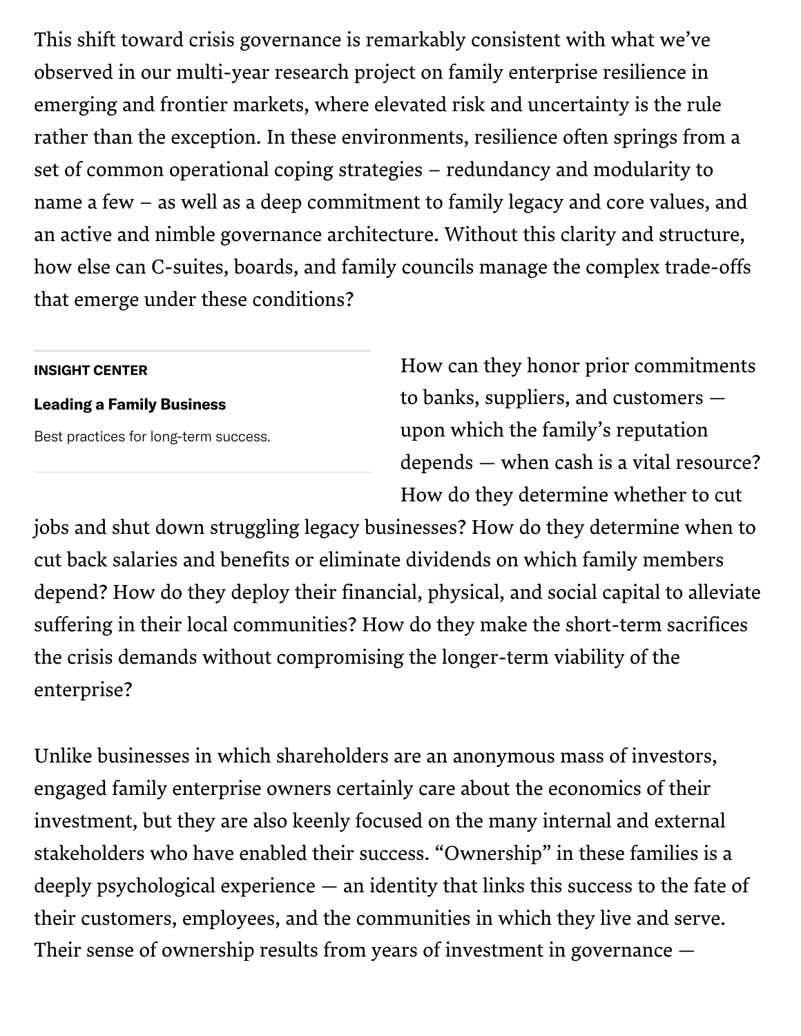This shift toward crisis governance is remarkably consistent with what we've observed in our multi-year research project on family enterprise resilience in emerging and frontier markets, where elevated risk and uncertainty is the rule rather than the exception. In these environments, resilience often springs from a set of common operational coping strategies – redundancy and modularity to name a few – as well as a deep commitment to family legacy and core values, and an active and nimble governance architecture. Without this clarity and structure, how else can C-suites, boards, and family councils manage the complex trade-offs that emerge under these conditions?

**INSIGHT CENTER**

**Leading a Family Business**

Best practices for long-term success.

How can they honor prior commitments to banks, suppliers, and customers — upon which the family's reputation depends — when cash is a vital resource? How do they determine whether to cut jobs and shut down struggling legacy businesses? How do they determine when to cut back salaries and benefits or eliminate dividends on which family members depend? How do they deploy their financial, physical, and social capital to alleviate suffering in their local communities? How do they make the short-term sacrifices the crisis demands without compromising the longer-term viability of the enterprise?

Unlike businesses in which shareholders are an anonymous mass of investors, engaged family enterprise owners certainly care about the economics of their investment, but they are also keenly focused on the many internal and external stakeholders who have enabled their success. "Ownership" in these families is a deeply psychological experience — an identity that links this success to the fate of their customers, employees, and the communities in which they live and serve. Their sense of ownership results from years of investment in governance —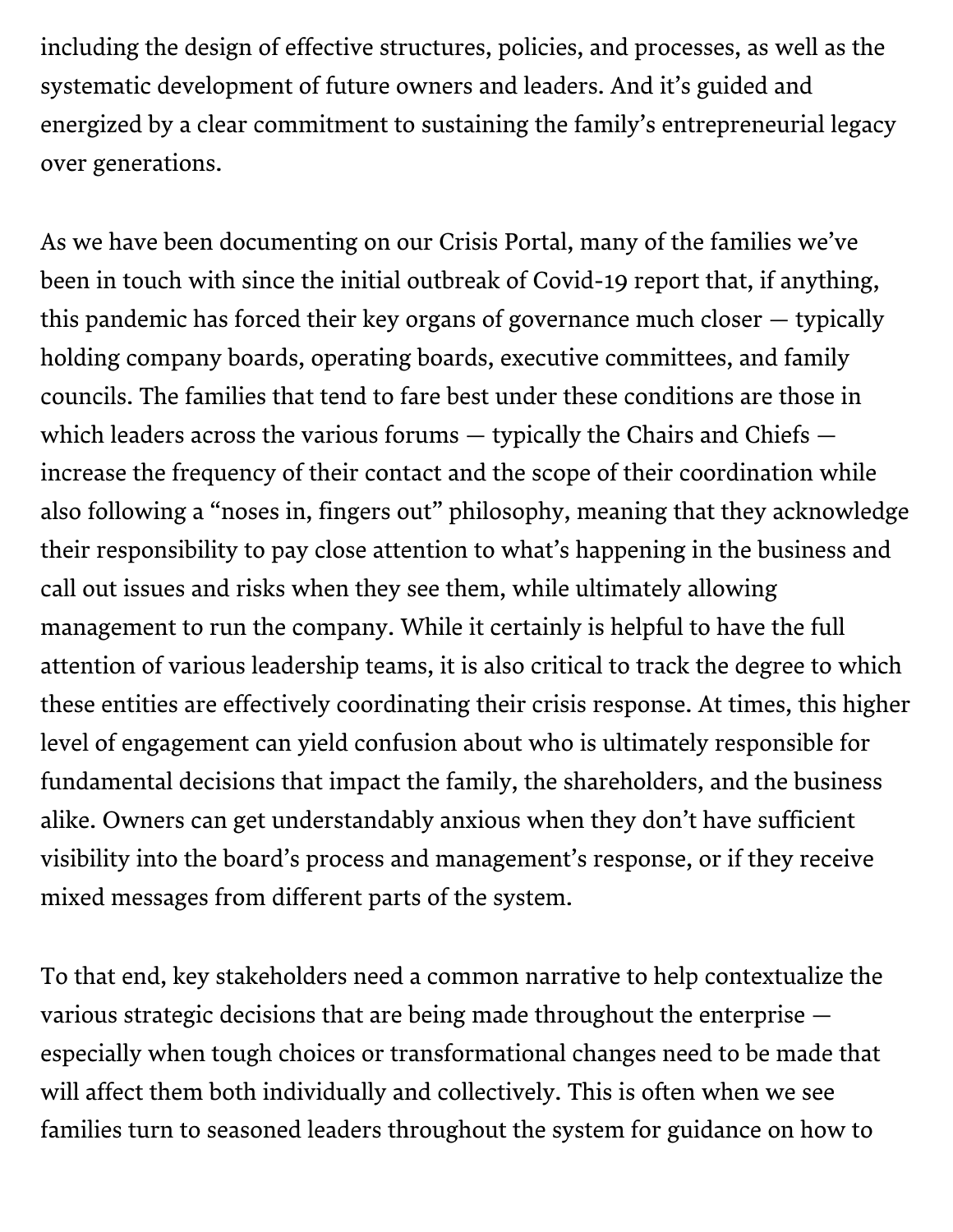including the design of effective structures, policies, and processes, as well as the systematic development of future owners and leaders. And it's guided and energized by a clear commitment to sustaining the family's entrepreneurial legacy over generations.

As we have been documenting on our Crisis Portal, many of the families we've been in touch with since the initial outbreak of Covid-19 report that, if anything, this pandemic has forced their key organs of governance much closer — typically holding company boards, operating boards, executive committees, and family councils. The families that tend to fare best under these conditions are those in which leaders across the various forums — typically the Chairs and Chiefs — increase the frequency of their contact and the scope of their coordination while also following a "noses in, fingers out" philosophy, meaning that they acknowledge their responsibility to pay close attention to what's happening in the business and call out issues and risks when they see them, while ultimately allowing management to run the company. While it certainly is helpful to have the full attention of various leadership teams, it is also critical to track the degree to which these entities are effectively coordinating their crisis response. At times, this higher level of engagement can yield confusion about who is ultimately responsible for fundamental decisions that impact the family, the shareholders, and the business alike. Owners can get understandably anxious when they don't have sufficient visibility into the board's process and management's response, or if they receive mixed messages from different parts of the system.

To that end, key stakeholders need a common narrative to help contextualize the various strategic decisions that are being made throughout the enterprise — especially when tough choices or transformational changes need to be made that will affect them both individually and collectively. This is often when we see families turn to seasoned leaders throughout the system for guidance on how to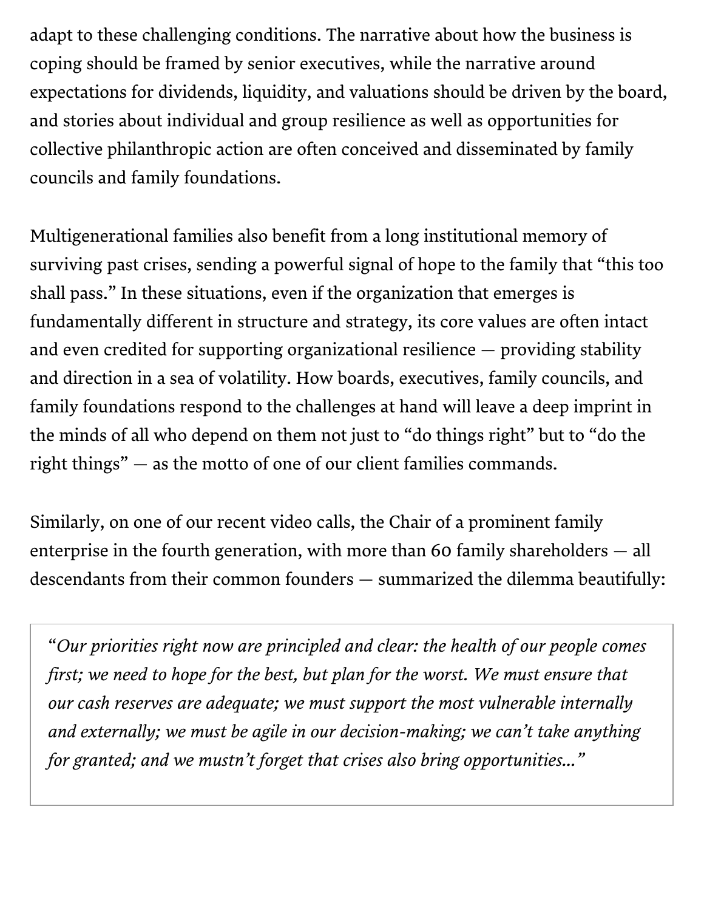adapt to these challenging conditions. The narrative about how the business is coping should be framed by senior executives, while the narrative around expectations for dividends, liquidity, and valuations should be driven by the board, and stories about individual and group resilience as well as opportunities for collective philanthropic action are often conceived and disseminated by family councils and family foundations.

Multigenerational families also benefit from a long institutional memory of surviving past crises, sending a powerful signal of hope to the family that "this too shall pass." In these situations, even if the organization that emerges is fundamentally different in structure and strategy, its core values are often intact and even credited for supporting organizational resilience — providing stability and direction in a sea of volatility. How boards, executives, family councils, and family foundations respond to the challenges at hand will leave a deep imprint in the minds of all who depend on them not just to "do things right" but to "do the right things" — as the motto of one of our client families commands.

Similarly, on one of our recent video calls, the Chair of a prominent family enterprise in the fourth generation, with more than 60 family shareholders — all descendants from their common founders — summarized the dilemma beautifully:

> *"Our priorities right now are principled and clear: the health of our people comes first; we need to hope for the best, but plan for the worst. We must ensure that our cash reserves are adequate; we must support the most vulnerable internally and externally; we must be agile in our decision-making; we can't take anything for granted; and we mustn't forget that crises also bring opportunities…"*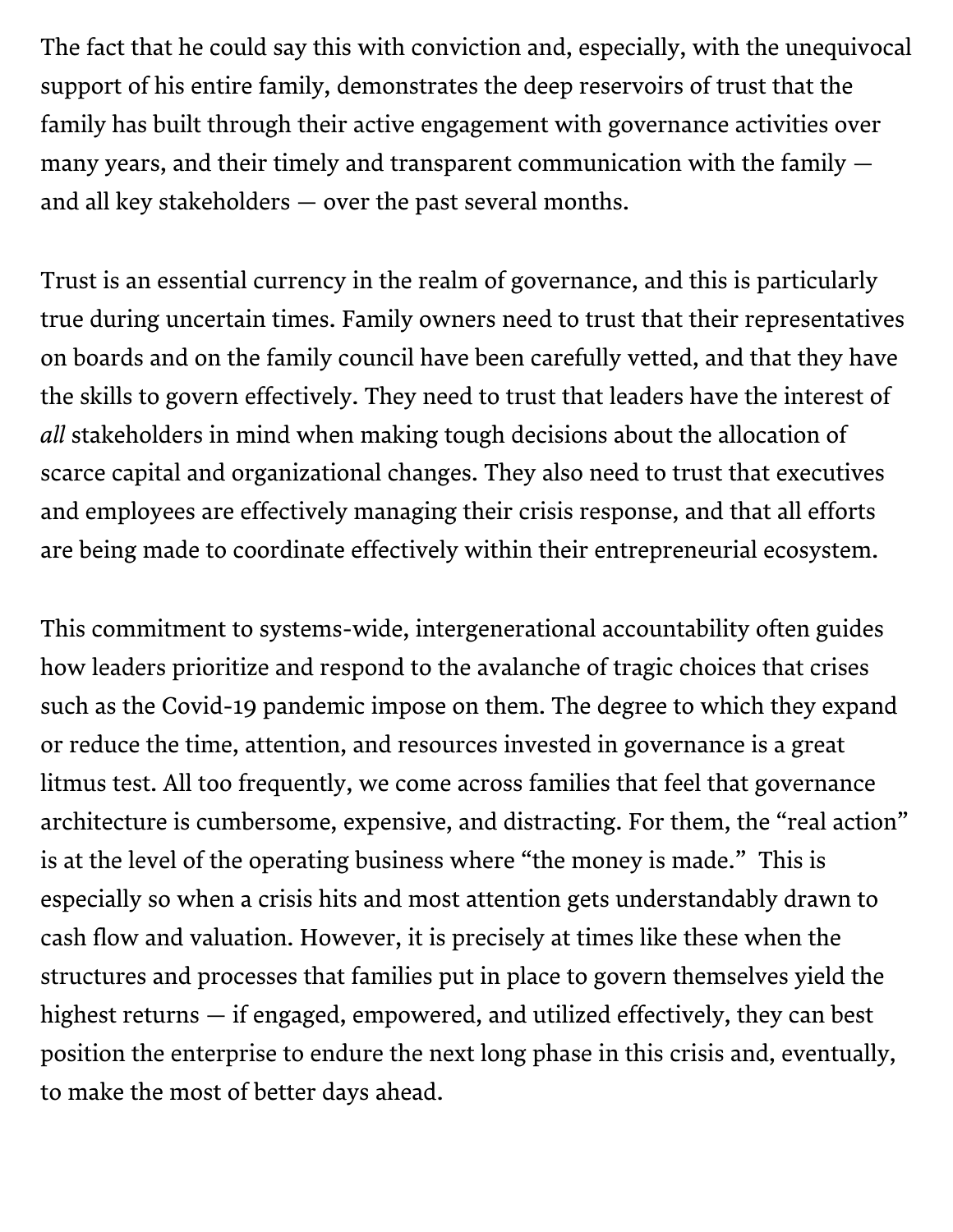The fact that he could say this with conviction and, especially, with the unequivocal support of his entire family, demonstrates the deep reservoirs of trust that the family has built through their active engagement with governance activities over many years, and their timely and transparent communication with the family — and all key stakeholders — over the past several months.

Trust is an essential currency in the realm of governance, and this is particularly true during uncertain times. Family owners need to trust that their representatives on boards and on the family council have been carefully vetted, and that they have the skills to govern effectively. They need to trust that leaders have the interest of *all* stakeholders in mind when making tough decisions about the allocation of scarce capital and organizational changes. They also need to trust that executives and employees are effectively managing their crisis response, and that all efforts are being made to coordinate effectively within their entrepreneurial ecosystem.

This commitment to systems-wide, intergenerational accountability often guides how leaders prioritize and respond to the avalanche of tragic choices that crises such as the Covid-19 pandemic impose on them. The degree to which they expand or reduce the time, attention, and resources invested in governance is a great litmus test. All too frequently, we come across families that feel that governance architecture is cumbersome, expensive, and distracting. For them, the "real action" is at the level of the operating business where "the money is made." This is especially so when a crisis hits and most attention gets understandably drawn to cash flow and valuation. However, it is precisely at times like these when the structures and processes that families put in place to govern themselves yield the highest returns — if engaged, empowered, and utilized effectively, they can best position the enterprise to endure the next long phase in this crisis and, eventually, to make the most of better days ahead.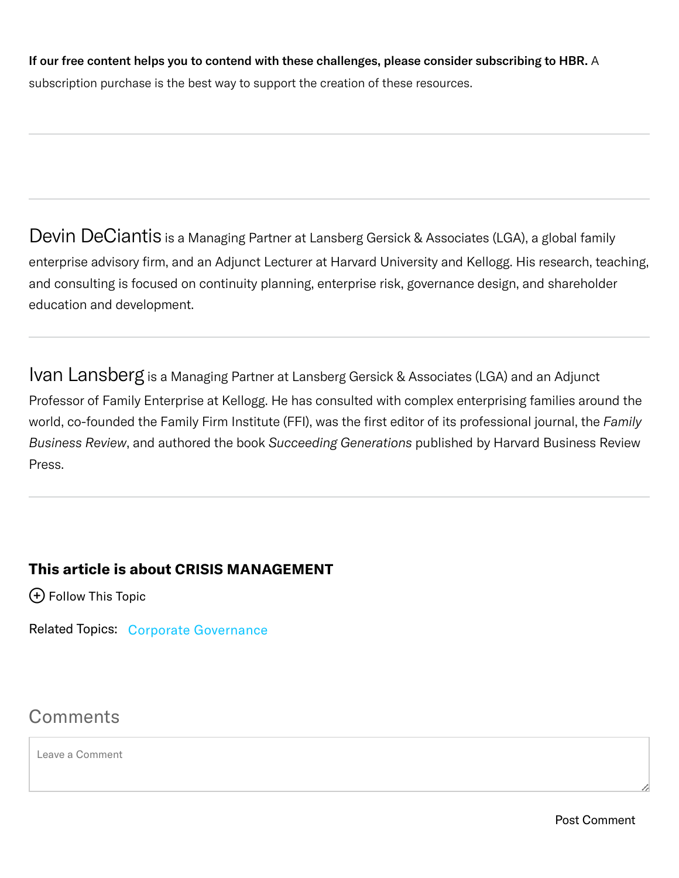**If our free content helps you to contend with these challenges, please consider subscribing to HBR.** A subscription purchase is the best way to support the creation of these resources.

---

---

Devin DeCiantis is a Managing Partner at Lansberg Gersick & Associates (LGA), a global family enterprise advisory firm, and an Adjunct Lecturer at Harvard University and Kellogg. His research, teaching, and consulting is focused on continuity planning, enterprise risk, governance design, and shareholder education and development.

---

Ivan Lansberg is a Managing Partner at Lansberg Gersick & Associates (LGA) and an Adjunct Professor of Family Enterprise at Kellogg. He has consulted with complex enterprising families around the world, co-founded the Family Firm Institute (FFI), was the first editor of its professional journal, the *Family Business Review*, and authored the book *Succeeding Generations* published by Harvard Business Review Press.

---

**This article is about CRISIS MANAGEMENT**

Follow This Topic

Related Topics: Corporate Governance

## Comments

Leave a Comment

Post Comment